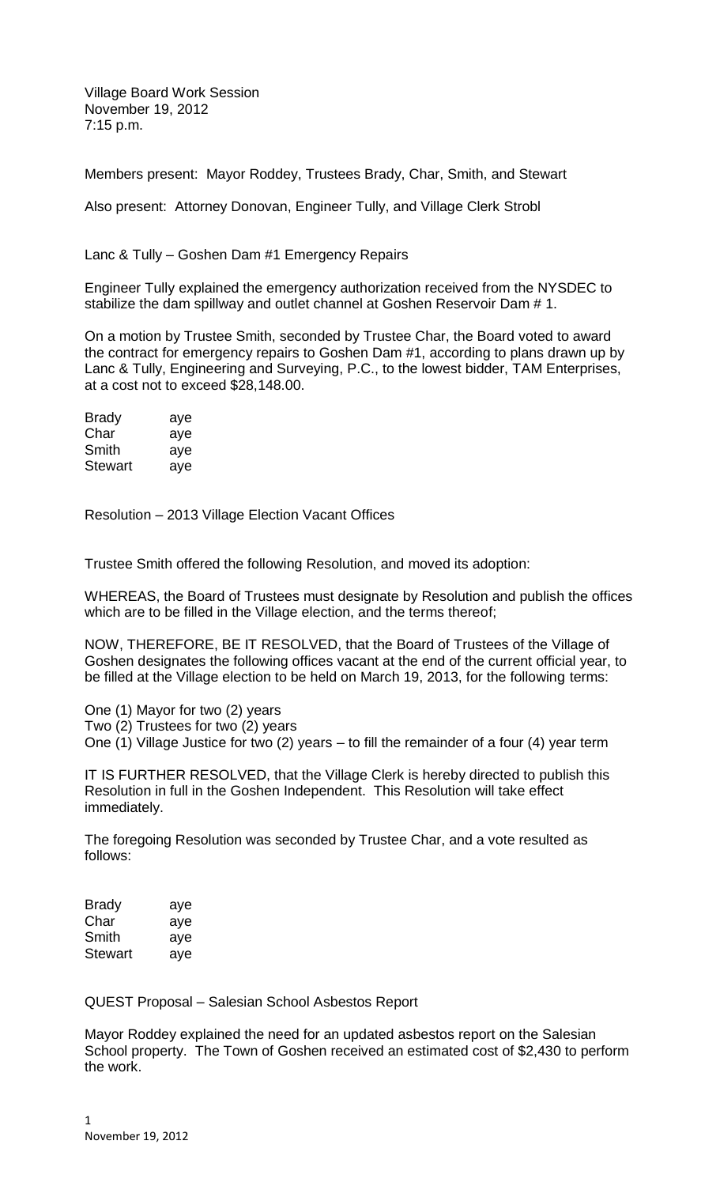Village Board Work Session
November 19, 2012
7:15 p.m.

Members present: Mayor Roddey, Trustees Brady, Char, Smith, and Stewart

Also present: Attorney Donovan, Engineer Tully, and Village Clerk Strobl

Lanc & Tully – Goshen Dam #1 Emergency Repairs

Engineer Tully explained the emergency authorization received from the NYSDEC to stabilize the dam spillway and outlet channel at Goshen Reservoir Dam # 1.

On a motion by Trustee Smith, seconded by Trustee Char, the Board voted to award the contract for emergency repairs to Goshen Dam #1, according to plans drawn up by Lanc & Tully, Engineering and Surveying, P.C., to the lowest bidder, TAM Enterprises, at a cost not to exceed $28,148.00.

| | |
|---|---|
| Brady | aye |
| Char | aye |
| Smith | aye |
| Stewart | aye |

Resolution – 2013 Village Election Vacant Offices

Trustee Smith offered the following Resolution, and moved its adoption:

WHEREAS, the Board of Trustees must designate by Resolution and publish the offices which are to be filled in the Village election, and the terms thereof;

NOW, THEREFORE, BE IT RESOLVED, that the Board of Trustees of the Village of Goshen designates the following offices vacant at the end of the current official year, to be filled at the Village election to be held on March 19, 2013, for the following terms:

One (1) Mayor for two (2) years
Two (2) Trustees for two (2) years
One (1) Village Justice for two (2) years – to fill the remainder of a four (4) year term

IT IS FURTHER RESOLVED, that the Village Clerk is hereby directed to publish this Resolution in full in the Goshen Independent. This Resolution will take effect immediately.

The foregoing Resolution was seconded by Trustee Char, and a vote resulted as follows:

| | |
|---|---|
| Brady | aye |
| Char | aye |
| Smith | aye |
| Stewart | aye |

QUEST Proposal – Salesian School Asbestos Report

Mayor Roddey explained the need for an updated asbestos report on the Salesian School property. The Town of Goshen received an estimated cost of $2,430 to perform the work.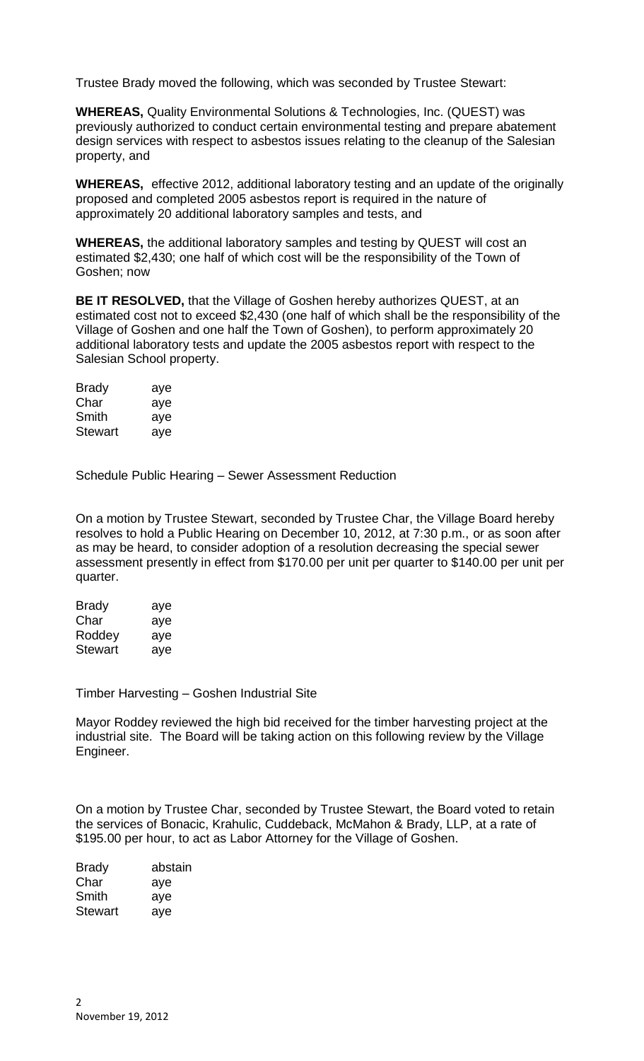Trustee Brady moved the following, which was seconded by Trustee Stewart:

**WHEREAS,** Quality Environmental Solutions & Technologies, Inc. (QUEST) was previously authorized to conduct certain environmental testing and prepare abatement design services with respect to asbestos issues relating to the cleanup of the Salesian property, and

**WHEREAS,** effective 2012, additional laboratory testing and an update of the originally proposed and completed 2005 asbestos report is required in the nature of approximately 20 additional laboratory samples and tests, and

**WHEREAS,** the additional laboratory samples and testing by QUEST will cost an estimated $2,430; one half of which cost will be the responsibility of the Town of Goshen; now

**BE IT RESOLVED,** that the Village of Goshen hereby authorizes QUEST, at an estimated cost not to exceed $2,430 (one half of which shall be the responsibility of the Village of Goshen and one half the Town of Goshen), to perform approximately 20 additional laboratory tests and update the 2005 asbestos report with respect to the Salesian School property.

| | |
|---|---|
| Brady | aye |
| Char | aye |
| Smith | aye |
| Stewart | aye |

Schedule Public Hearing – Sewer Assessment Reduction

On a motion by Trustee Stewart, seconded by Trustee Char, the Village Board hereby resolves to hold a Public Hearing on December 10, 2012, at 7:30 p.m., or as soon after as may be heard, to consider adoption of a resolution decreasing the special sewer assessment presently in effect from $170.00 per unit per quarter to $140.00 per unit per quarter.

| | |
|---|---|
| Brady | aye |
| Char | aye |
| Roddey | aye |
| Stewart | aye |

Timber Harvesting – Goshen Industrial Site

Mayor Roddey reviewed the high bid received for the timber harvesting project at the industrial site. The Board will be taking action on this following review by the Village Engineer.

On a motion by Trustee Char, seconded by Trustee Stewart, the Board voted to retain the services of Bonacic, Krahulic, Cuddeback, McMahon & Brady, LLP, at a rate of $195.00 per hour, to act as Labor Attorney for the Village of Goshen.

| | |
|---|---|
| Brady | abstain |
| Char | aye |
| Smith | aye |
| Stewart | aye |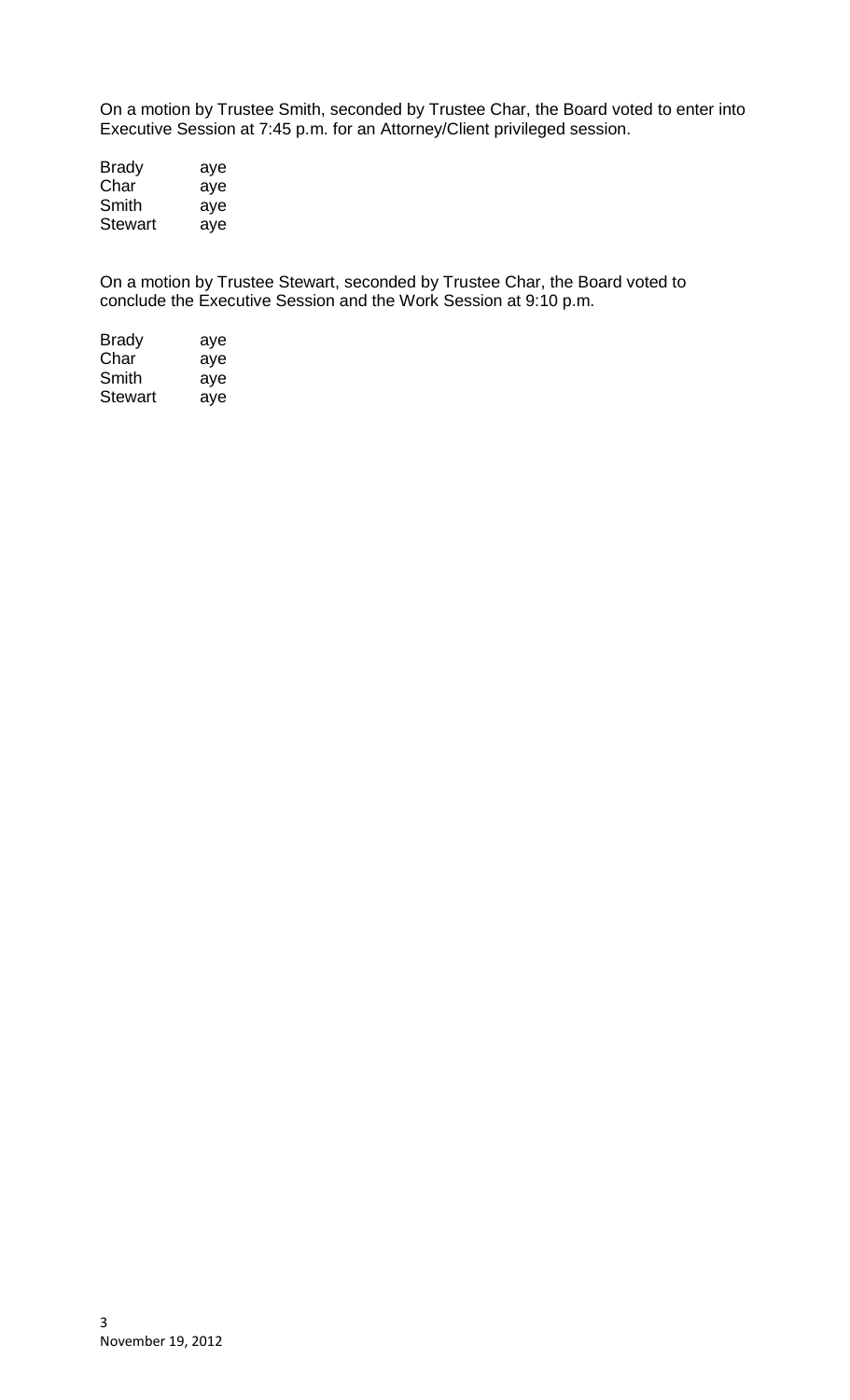On a motion by Trustee Smith, seconded by Trustee Char, the Board voted to enter into Executive Session at 7:45 p.m. for an Attorney/Client privileged session.

| | |
|---|---|
| Brady | aye |
| Char | aye |
| Smith | aye |
| Stewart | aye |

On a motion by Trustee Stewart, seconded by Trustee Char, the Board voted to conclude the Executive Session and the Work Session at 9:10 p.m.

| | |
|---|---|
| Brady | aye |
| Char | aye |
| Smith | aye |
| Stewart | aye |